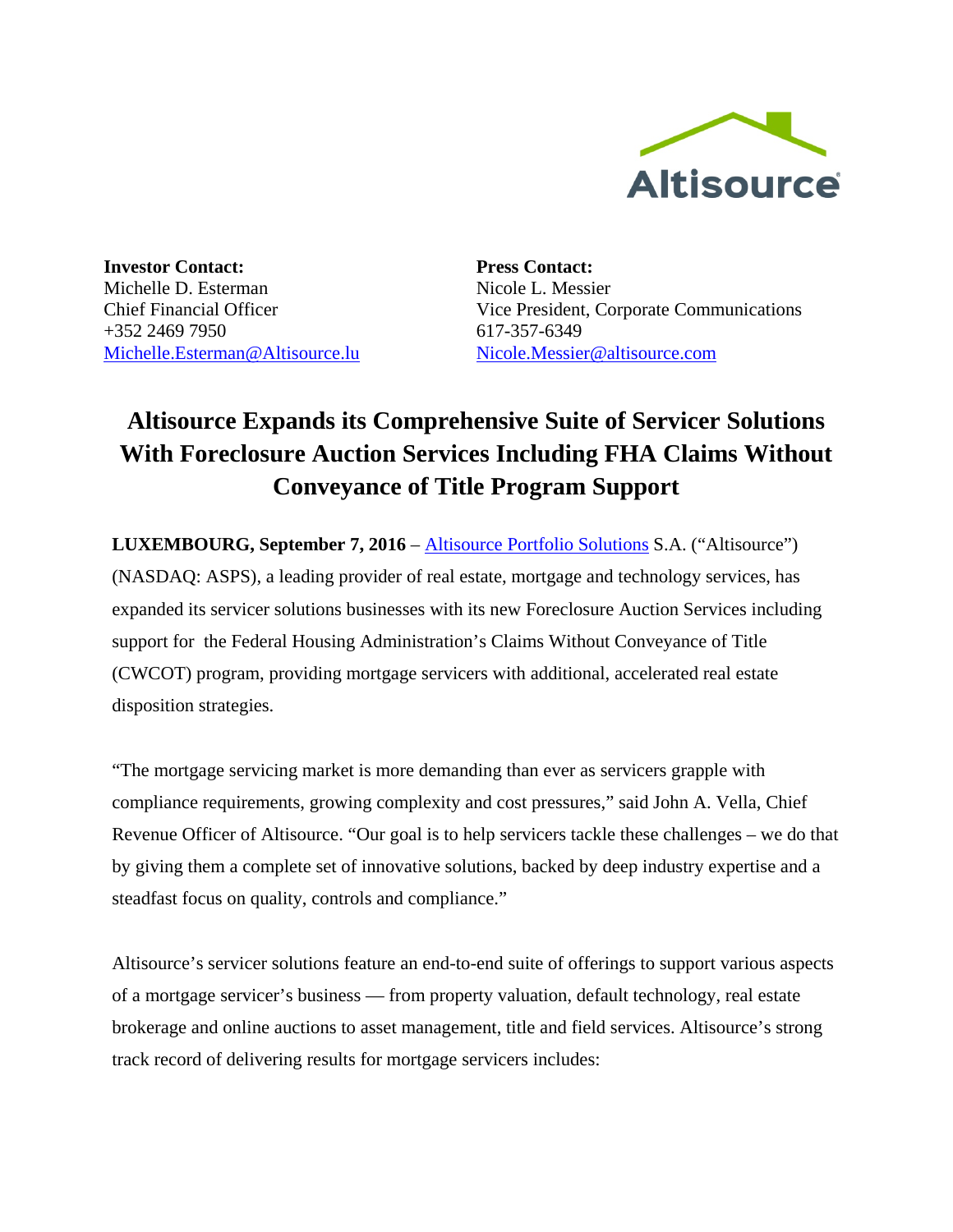Altisource

**Investor Contact:**
Michelle D. Esterman
Chief Financial Officer
+352 2469 7950
Michelle.Esterman@Altisource.lu

**Press Contact:**
Nicole L. Messier
Vice President, Corporate Communications
617-357-6349
Nicole.Messier@altisource.com

# Altisource Expands its Comprehensive Suite of Servicer Solutions With Foreclosure Auction Services Including FHA Claims Without Conveyance of Title Program Support

**LUXEMBOURG, September 7, 2016** – Altisource Portfolio Solutions S.A. ("Altisource") (NASDAQ: ASPS), a leading provider of real estate, mortgage and technology services, has expanded its servicer solutions businesses with its new Foreclosure Auction Services including support for the Federal Housing Administration's Claims Without Conveyance of Title (CWCOT) program, providing mortgage servicers with additional, accelerated real estate disposition strategies.

"The mortgage servicing market is more demanding than ever as servicers grapple with compliance requirements, growing complexity and cost pressures," said John A. Vella, Chief Revenue Officer of Altisource. "Our goal is to help servicers tackle these challenges – we do that by giving them a complete set of innovative solutions, backed by deep industry expertise and a steadfast focus on quality, controls and compliance."

Altisource's servicer solutions feature an end-to-end suite of offerings to support various aspects of a mortgage servicer's business — from property valuation, default technology, real estate brokerage and online auctions to asset management, title and field services. Altisource's strong track record of delivering results for mortgage servicers includes: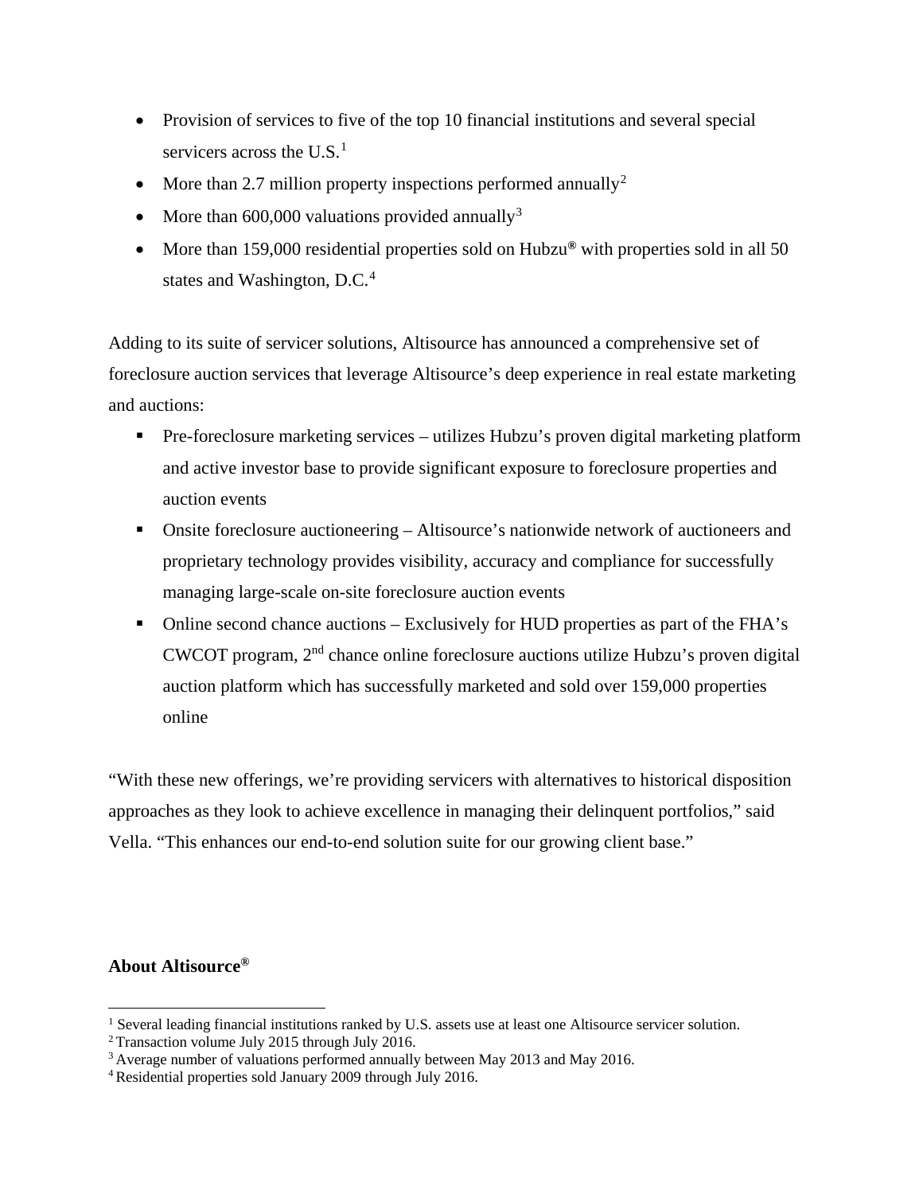- Provision of services to five of the top 10 financial institutions and several special servicers across the U.S.[1]
- More than 2.7 million property inspections performed annually[2]
- More than 600,000 valuations provided annually[3]
- More than 159,000 residential properties sold on Hubzu® with properties sold in all 50 states and Washington, D.C.[4]

Adding to its suite of servicer solutions, Altisource has announced a comprehensive set of foreclosure auction services that leverage Altisource's deep experience in real estate marketing and auctions:

- Pre-foreclosure marketing services – utilizes Hubzu's proven digital marketing platform and active investor base to provide significant exposure to foreclosure properties and auction events
- Onsite foreclosure auctioneering – Altisource's nationwide network of auctioneers and proprietary technology provides visibility, accuracy and compliance for successfully managing large-scale on-site foreclosure auction events
- Online second chance auctions – Exclusively for HUD properties as part of the FHA's CWCOT program, 2nd chance online foreclosure auctions utilize Hubzu's proven digital auction platform which has successfully marketed and sold over 159,000 properties online

"With these new offerings, we're providing servicers with alternatives to historical disposition approaches as they look to achieve excellence in managing their delinquent portfolios," said Vella. "This enhances our end-to-end solution suite for our growing client base."

**About Altisource®**

---

[1] Several leading financial institutions ranked by U.S. assets use at least one Altisource servicer solution.
[2] Transaction volume July 2015 through July 2016.
[3] Average number of valuations performed annually between May 2013 and May 2016.
[4] Residential properties sold January 2009 through July 2016.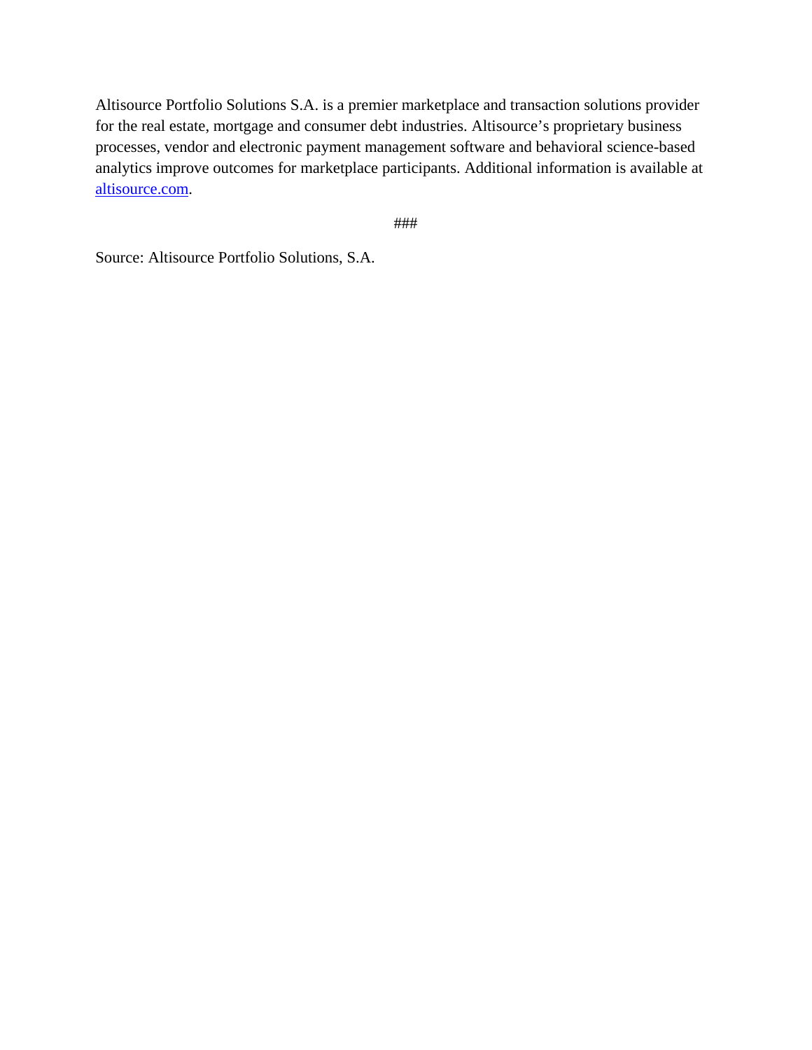Altisource Portfolio Solutions S.A. is a premier marketplace and transaction solutions provider for the real estate, mortgage and consumer debt industries. Altisource's proprietary business processes, vendor and electronic payment management software and behavioral science-based analytics improve outcomes for marketplace participants. Additional information is available at [altisource.com](altisource.com).

###

Source: Altisource Portfolio Solutions, S.A.